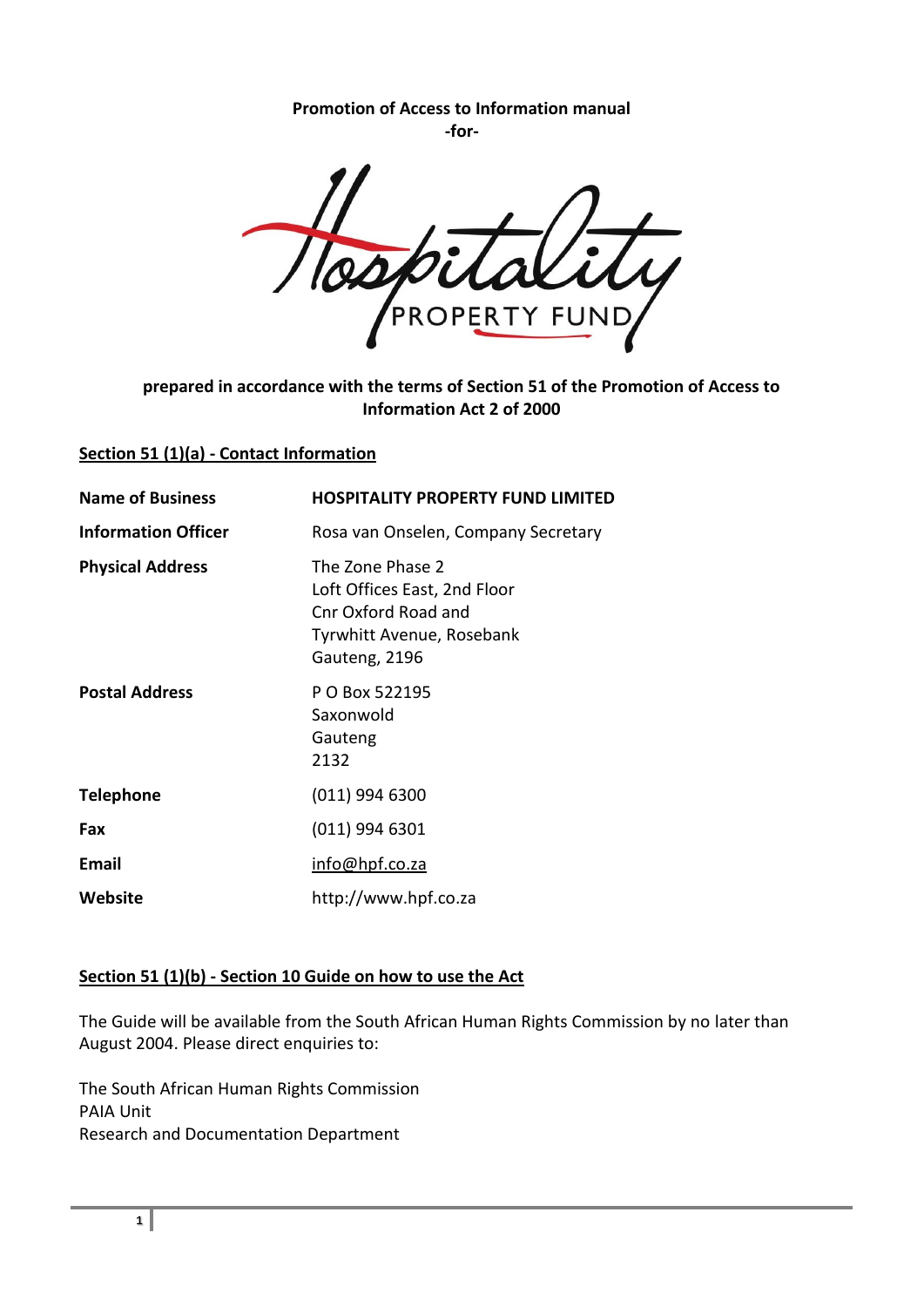**Promotion of Access to Information manual**
**-for-**

Hospitality PROPERTY FUND

**prepared in accordance with the terms of Section 51 of the Promotion of Access to Information Act 2 of 2000**

## Section 51 (1)(a) - Contact Information

| | |
|---|---|
| **Name of Business** | **HOSPITALITY PROPERTY FUND LIMITED** |
| **Information Officer** | Rosa van Onselen, Company Secretary |
| **Physical Address** | The Zone Phase 2<br>Loft Offices East, 2nd Floor<br>Cnr Oxford Road and<br>Tyrwhitt Avenue, Rosebank<br>Gauteng, 2196 |
| **Postal Address** | P O Box 522195<br>Saxonwold<br>Gauteng<br>2132 |
| **Telephone** | (011) 994 6300 |
| **Fax** | (011) 994 6301 |
| **Email** | info@hpf.co.za |
| **Website** | http://www.hpf.co.za |

## Section 51 (1)(b) - Section 10 Guide on how to use the Act

The Guide will be available from the South African Human Rights Commission by no later than August 2004. Please direct enquiries to:

The South African Human Rights Commission
PAIA Unit
Research and Documentation Department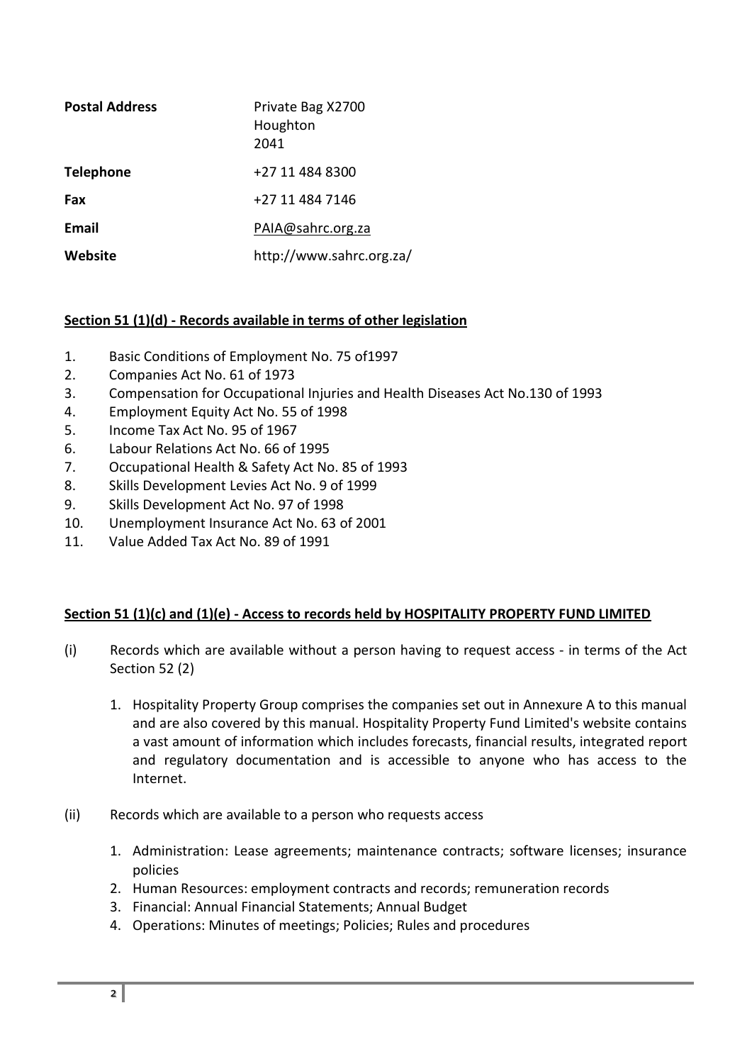| | |
|---|---|
| **Postal Address** | Private Bag X2700<br>Houghton<br>2041 |
| **Telephone** | +27 11 484 8300 |
| **Fax** | +27 11 484 7146 |
| **Email** | PAIA@sahrc.org.za |
| **Website** | http://www.sahrc.org.za/ |

## Section 51 (1)(d) - Records available in terms of other legislation

1. Basic Conditions of Employment No. 75 of1997
2. Companies Act No. 61 of 1973
3. Compensation for Occupational Injuries and Health Diseases Act No.130 of 1993
4. Employment Equity Act No. 55 of 1998
5. Income Tax Act No. 95 of 1967
6. Labour Relations Act No. 66 of 1995
7. Occupational Health & Safety Act No. 85 of 1993
8. Skills Development Levies Act No. 9 of 1999
9. Skills Development Act No. 97 of 1998
10. Unemployment Insurance Act No. 63 of 2001
11. Value Added Tax Act No. 89 of 1991

## Section 51 (1)(c) and (1)(e) - Access to records held by HOSPITALITY PROPERTY FUND LIMITED

(i) Records which are available without a person having to request access - in terms of the Act Section 52 (2)

1. Hospitality Property Group comprises the companies set out in Annexure A to this manual and are also covered by this manual. Hospitality Property Fund Limited's website contains a vast amount of information which includes forecasts, financial results, integrated report and regulatory documentation and is accessible to anyone who has access to the Internet.

(ii) Records which are available to a person who requests access

1. Administration: Lease agreements; maintenance contracts; software licenses; insurance policies
2. Human Resources: employment contracts and records; remuneration records
3. Financial: Annual Financial Statements; Annual Budget
4. Operations: Minutes of meetings; Policies; Rules and procedures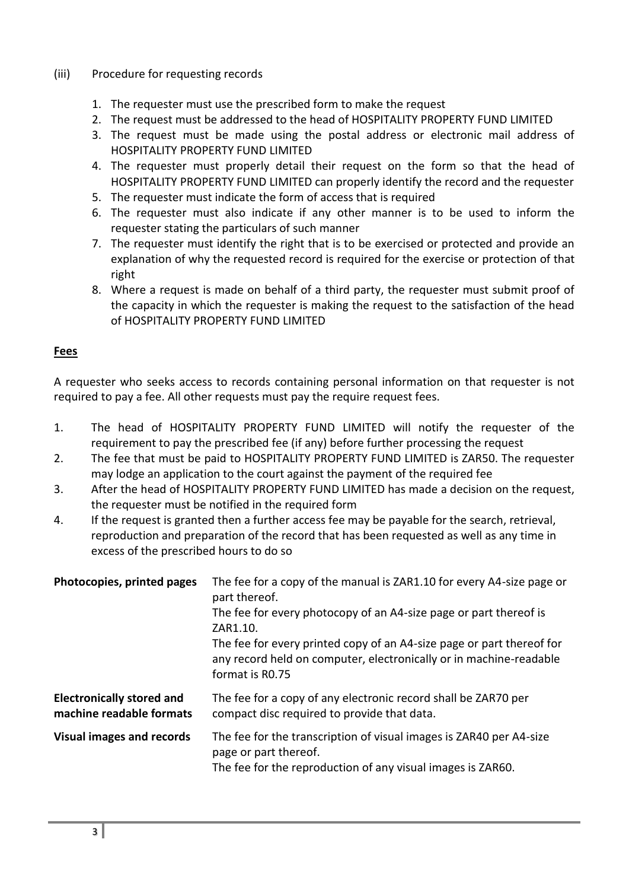(iii) Procedure for requesting records

1. The requester must use the prescribed form to make the request
2. The request must be addressed to the head of HOSPITALITY PROPERTY FUND LIMITED
3. The request must be made using the postal address or electronic mail address of HOSPITALITY PROPERTY FUND LIMITED
4. The requester must properly detail their request on the form so that the head of HOSPITALITY PROPERTY FUND LIMITED can properly identify the record and the requester
5. The requester must indicate the form of access that is required
6. The requester must also indicate if any other manner is to be used to inform the requester stating the particulars of such manner
7. The requester must identify the right that is to be exercised or protected and provide an explanation of why the requested record is required for the exercise or protection of that right
8. Where a request is made on behalf of a third party, the requester must submit proof of the capacity in which the requester is making the request to the satisfaction of the head of HOSPITALITY PROPERTY FUND LIMITED

**Fees**

A requester who seeks access to records containing personal information on that requester is not required to pay a fee. All other requests must pay the require request fees.

1. The head of HOSPITALITY PROPERTY FUND LIMITED will notify the requester of the requirement to pay the prescribed fee (if any) before further processing the request
2. The fee that must be paid to HOSPITALITY PROPERTY FUND LIMITED is ZAR50. The requester may lodge an application to the court against the payment of the required fee
3. After the head of HOSPITALITY PROPERTY FUND LIMITED has made a decision on the request, the requester must be notified in the required form
4. If the request is granted then a further access fee may be payable for the search, retrieval, reproduction and preparation of the record that has been requested as well as any time in excess of the prescribed hours to do so

| | |
|---|---|
| **Photocopies, printed pages** | The fee for a copy of the manual is ZAR1.10 for every A4-size page or part thereof.<br>The fee for every photocopy of an A4-size page or part thereof is ZAR1.10.<br>The fee for every printed copy of an A4-size page or part thereof for any record held on computer, electronically or in machine-readable format is R0.75 |
| **Electronically stored and machine readable formats** | The fee for a copy of any electronic record shall be ZAR70 per compact disc required to provide that data. |
| **Visual images and records** | The fee for the transcription of visual images is ZAR40 per A4-size page or part thereof.<br>The fee for the reproduction of any visual images is ZAR60. |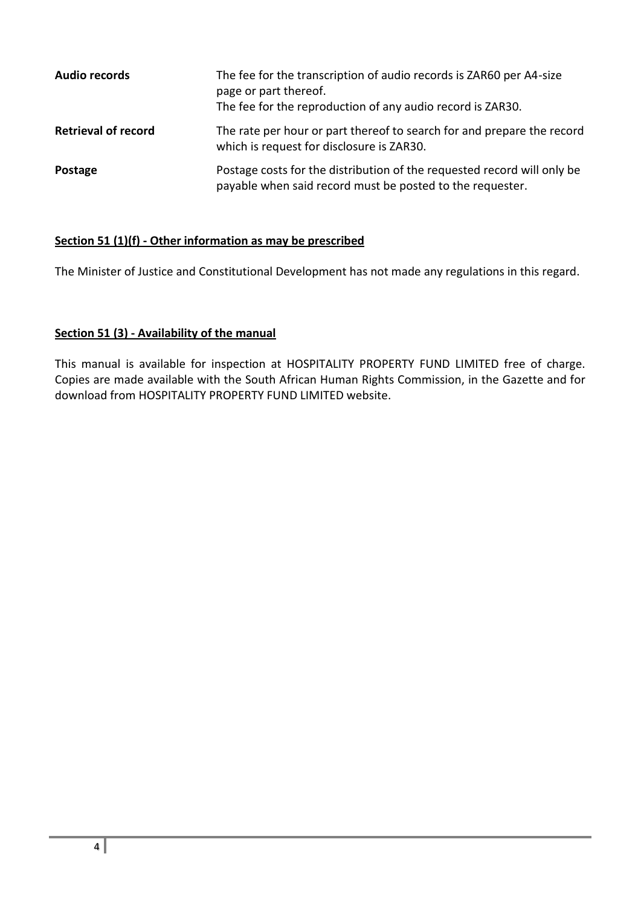| | |
|---|---|
| **Audio records** | The fee for the transcription of audio records is ZAR60 per A4-size page or part thereof.<br>The fee for the reproduction of any audio record is ZAR30. |
| **Retrieval of record** | The rate per hour or part thereof to search for and prepare the record which is request for disclosure is ZAR30. |
| **Postage** | Postage costs for the distribution of the requested record will only be payable when said record must be posted to the requester. |

**Section 51 (1)(f) - Other information as may be prescribed**

The Minister of Justice and Constitutional Development has not made any regulations in this regard.

**Section 51 (3) - Availability of the manual**

This manual is available for inspection at HOSPITALITY PROPERTY FUND LIMITED free of charge. Copies are made available with the South African Human Rights Commission, in the Gazette and for download from HOSPITALITY PROPERTY FUND LIMITED website.